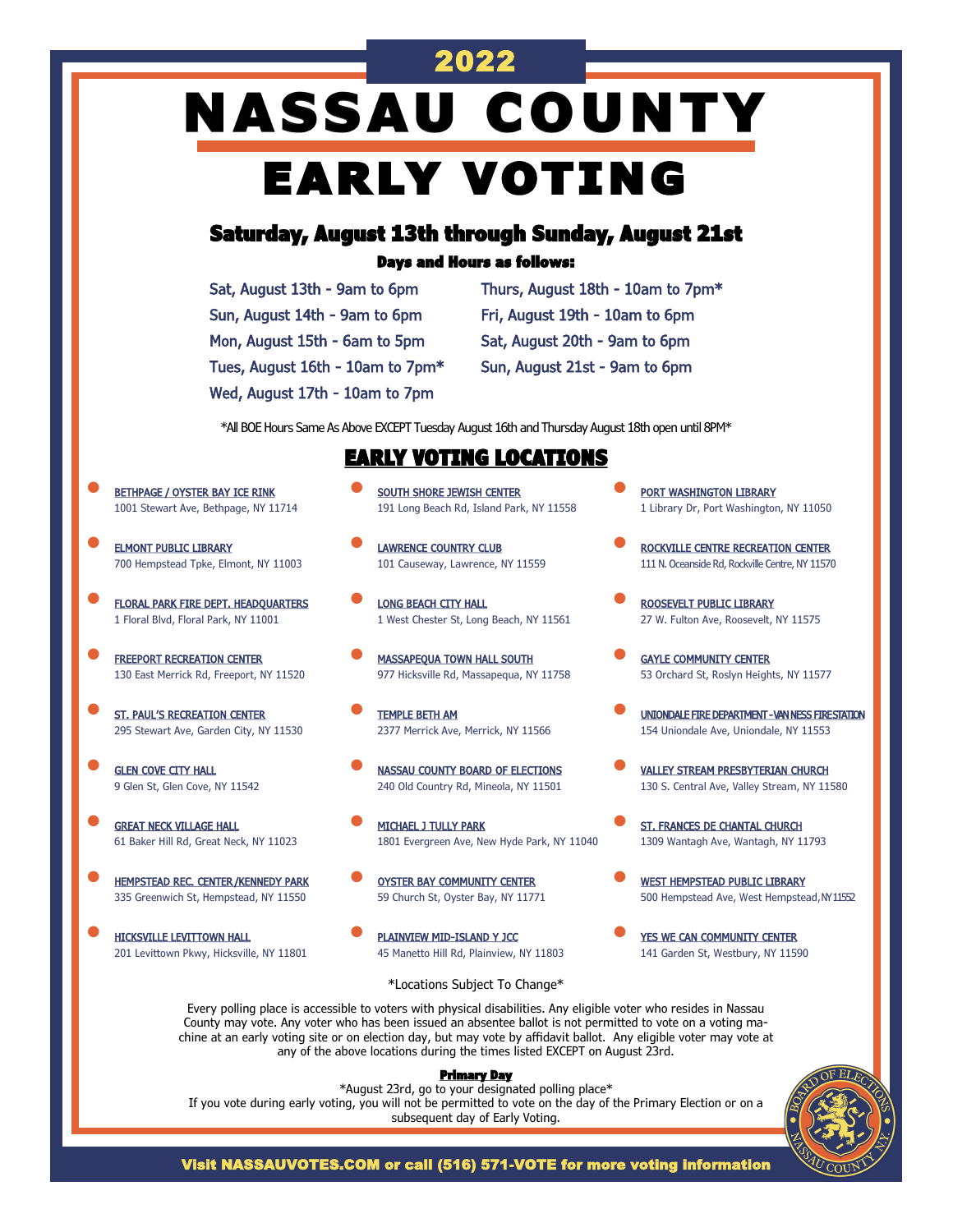# 2022

# NASSAU COUNTY

# EARLY VOTING

## Saturday, August 13th through Sunday, August 21st

### Days and Hours as follows:

- Sat, August 13th - 9am to 6pm
- Sun, August 14th - 9am to 6pm
- Mon, August 15th - 6am to 5pm
- Tues, August 16th - 10am to 7pm*
- Wed, August 17th - 10am to 7pm
- Thurs, August 18th - 10am to 7pm*
- Fri, August 19th - 10am to 6pm
- Sat, August 20th - 9am to 6pm
- Sun, August 21st - 9am to 6pm

*All BOE Hours Same As Above EXCEPT Tuesday August 16th and Thursday August 18th open until 8PM*

## EARLY VOTING LOCATIONS

- **BETHPAGE / OYSTER BAY ICE RINK**
  1001 Stewart Ave, Bethpage, NY 11714
- **ELMONT PUBLIC LIBRARY**
  700 Hempstead Tpke, Elmont, NY 11003
- **FLORAL PARK FIRE DEPT. HEADQUARTERS**
  1 Floral Blvd, Floral Park, NY 11001
- **FREEPORT RECREATION CENTER**
  130 East Merrick Rd, Freeport, NY 11520
- **ST. PAUL'S RECREATION CENTER**
  295 Stewart Ave, Garden City, NY 11530
- **GLEN COVE CITY HALL**
  9 Glen St, Glen Cove, NY 11542
- **GREAT NECK VILLAGE HALL**
  61 Baker Hill Rd, Great Neck, NY 11023
- **HEMPSTEAD REC. CENTER/KENNEDY PARK**
  335 Greenwich St, Hempstead, NY 11550
- **HICKSVILLE LEVITTOWN HALL**
  201 Levittown Pkwy, Hicksville, NY 11801
- **SOUTH SHORE JEWISH CENTER**
  191 Long Beach Rd, Island Park, NY 11558
- **LAWRENCE COUNTRY CLUB**
  101 Causeway, Lawrence, NY 11559
- **LONG BEACH CITY HALL**
  1 West Chester St, Long Beach, NY 11561
- **MASSAPEQUA TOWN HALL SOUTH**
  977 Hicksville Rd, Massapequa, NY 11758
- **TEMPLE BETH AM**
  2377 Merrick Ave, Merrick, NY 11566
- **NASSAU COUNTY BOARD OF ELECTIONS**
  240 Old Country Rd, Mineola, NY 11501
- **MICHAEL J TULLY PARK**
  1801 Evergreen Ave, New Hyde Park, NY 11040
- **OYSTER BAY COMMUNITY CENTER**
  59 Church St, Oyster Bay, NY 11771
- **PLAINVIEW MID-ISLAND Y JCC**
  45 Manetto Hill Rd, Plainview, NY 11803
- **PORT WASHINGTON LIBRARY**
  1 Library Dr, Port Washington, NY 11050
- **ROCKVILLE CENTRE RECREATION CENTER**
  111 N. Oceanside Rd, Rockville Centre, NY 11570
- **ROOSEVELT PUBLIC LIBRARY**
  27 W. Fulton Ave, Roosevelt, NY 11575
- **GAYLE COMMUNITY CENTER**
  53 Orchard St, Roslyn Heights, NY 11577
- **UNIONDALE FIRE DEPARTMENT - VAN NESS FIRESTATION**
  154 Uniondale Ave, Uniondale, NY 11553
- **VALLEY STREAM PRESBYTERIAN CHURCH**
  130 S. Central Ave, Valley Stream, NY 11580
- **ST. FRANCES DE CHANTAL CHURCH**
  1309 Wantagh Ave, Wantagh, NY 11793
- **WEST HEMPSTEAD PUBLIC LIBRARY**
  500 Hempstead Ave, West Hempstead, NY 11552
- **YES WE CAN COMMUNITY CENTER**
  141 Garden St, Westbury, NY 11590

*Locations Subject To Change*

Every polling place is accessible to voters with physical disabilities. Any eligible voter who resides in Nassau County may vote. Any voter who has been issued an absentee ballot is not permitted to vote on a voting machine at an early voting site or on election day, but may vote by affidavit ballot. Any eligible voter may vote at any of the above locations during the times listed EXCEPT on August 23rd.

**Primary Day**

*August 23rd, go to your designated polling place*
If you vote during early voting, you will not be permitted to vote on the day of the Primary Election or on a subsequent day of Early Voting.

**Visit NASSAUVOTES.COM or call (516) 571-VOTE for more voting information**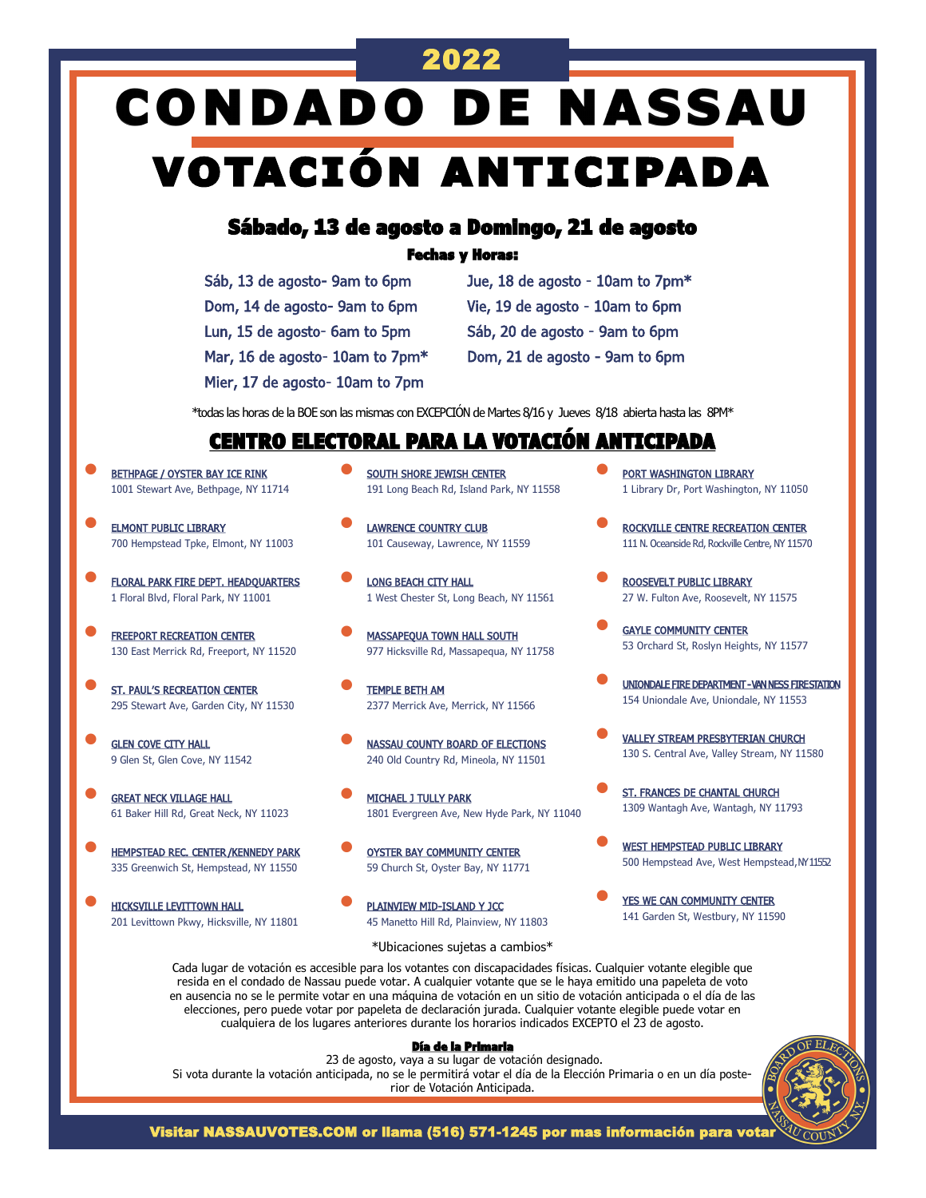2022

# CONDADO DE NASSAU

# VOTACIÓN ANTICIPADA

## Sábado, 13 de agosto a Domingo, 21 de agosto

**Fechas y Horas:**

Sáb, 13 de agosto- 9am to 6pm
Dom, 14 de agosto- 9am to 6pm
Lun, 15 de agosto- 6am to 5pm
Mar, 16 de agosto- 10am to 7pm*
Mier, 17 de agosto- 10am to 7pm
Jue, 18 de agosto - 10am to 7pm*
Vie, 19 de agosto - 10am to 6pm
Sáb, 20 de agosto - 9am to 6pm
Dom, 21 de agosto - 9am to 6pm

*todas las horas de la BOE son las mismas con EXCEPCIÓN de Martes 8/16 y Jueves 8/18 abierta hasta las 8PM*

## CENTRO ELECTORAL PARA LA VOTACIÓN ANTICIPADA

- **BETHPAGE / OYSTER BAY ICE RINK**
  1001 Stewart Ave, Bethpage, NY 11714
- **ELMONT PUBLIC LIBRARY**
  700 Hempstead Tpke, Elmont, NY 11003
- **FLORAL PARK FIRE DEPT. HEADQUARTERS**
  1 Floral Blvd, Floral Park, NY 11001
- **FREEPORT RECREATION CENTER**
  130 East Merrick Rd, Freeport, NY 11520
- **ST. PAUL'S RECREATION CENTER**
  295 Stewart Ave, Garden City, NY 11530
- **GLEN COVE CITY HALL**
  9 Glen St, Glen Cove, NY 11542
- **GREAT NECK VILLAGE HALL**
  61 Baker Hill Rd, Great Neck, NY 11023
- **HEMPSTEAD REC. CENTER/KENNEDY PARK**
  335 Greenwich St, Hempstead, NY 11550
- **HICKSVILLE LEVITTOWN HALL**
  201 Levittown Pkwy, Hicksville, NY 11801
- **SOUTH SHORE JEWISH CENTER**
  191 Long Beach Rd, Island Park, NY 11558
- **LAWRENCE COUNTRY CLUB**
  101 Causeway, Lawrence, NY 11559
- **LONG BEACH CITY HALL**
  1 West Chester St, Long Beach, NY 11561
- **MASSAPEQUA TOWN HALL SOUTH**
  977 Hicksville Rd, Massapequa, NY 11758
- **TEMPLE BETH AM**
  2377 Merrick Ave, Merrick, NY 11566
- **NASSAU COUNTY BOARD OF ELECTIONS**
  240 Old Country Rd, Mineola, NY 11501
- **MICHAEL J TULLY PARK**
  1801 Evergreen Ave, New Hyde Park, NY 11040
- **OYSTER BAY COMMUNITY CENTER**
  59 Church St, Oyster Bay, NY 11771
- **PLAINVIEW MID-ISLAND Y JCC**
  45 Manetto Hill Rd, Plainview, NY 11803
- **PORT WASHINGTON LIBRARY**
  1 Library Dr, Port Washington, NY 11050
- **ROCKVILLE CENTRE RECREATION CENTER**
  111 N. Oceanside Rd, Rockville Centre, NY 11570
- **ROOSEVELT PUBLIC LIBRARY**
  27 W. Fulton Ave, Roosevelt, NY 11575
- **GAYLE COMMUNITY CENTER**
  53 Orchard St, Roslyn Heights, NY 11577
- **UNIONDALE FIRE DEPARTMENT - VAN NESS FIRESTATION**
  154 Uniondale Ave, Uniondale, NY 11553
- **VALLEY STREAM PRESBYTERIAN CHURCH**
  130 S. Central Ave, Valley Stream, NY 11580
- **ST. FRANCES DE CHANTAL CHURCH**
  1309 Wantagh Ave, Wantagh, NY 11793
- **WEST HEMPSTEAD PUBLIC LIBRARY**
  500 Hempstead Ave, West Hempstead, NY 11552
- **YES WE CAN COMMUNITY CENTER**
  141 Garden St, Westbury, NY 11590

*Ubicaciones sujetas a cambios*

Cada lugar de votación es accesible para los votantes con discapacidades físicas. Cualquier votante elegible que resida en el condado de Nassau puede votar. A cualquier votante que se le haya emitido una papeleta de voto en ausencia no se le permite votar en una máquina de votación en un sitio de votación anticipada o el día de las elecciones, pero puede votar por papeleta de declaración jurada. Cualquier votante elegible puede votar en cualquiera de los lugares anteriores durante los horarios indicados EXCEPTO el 23 de agosto.

**Día de la Primaria**

23 de agosto, vaya a su lugar de votación designado.
Si vota durante la votación anticipada, no se le permitirá votar el día de la Elección Primaria o en un día posterior de Votación Anticipada.

BOARD OF ELECTIONS NASSAU COUNTY, N.Y.

**Visitar NASSAUVOTES.COM or llama (516) 571-1245 por mas información para votar**